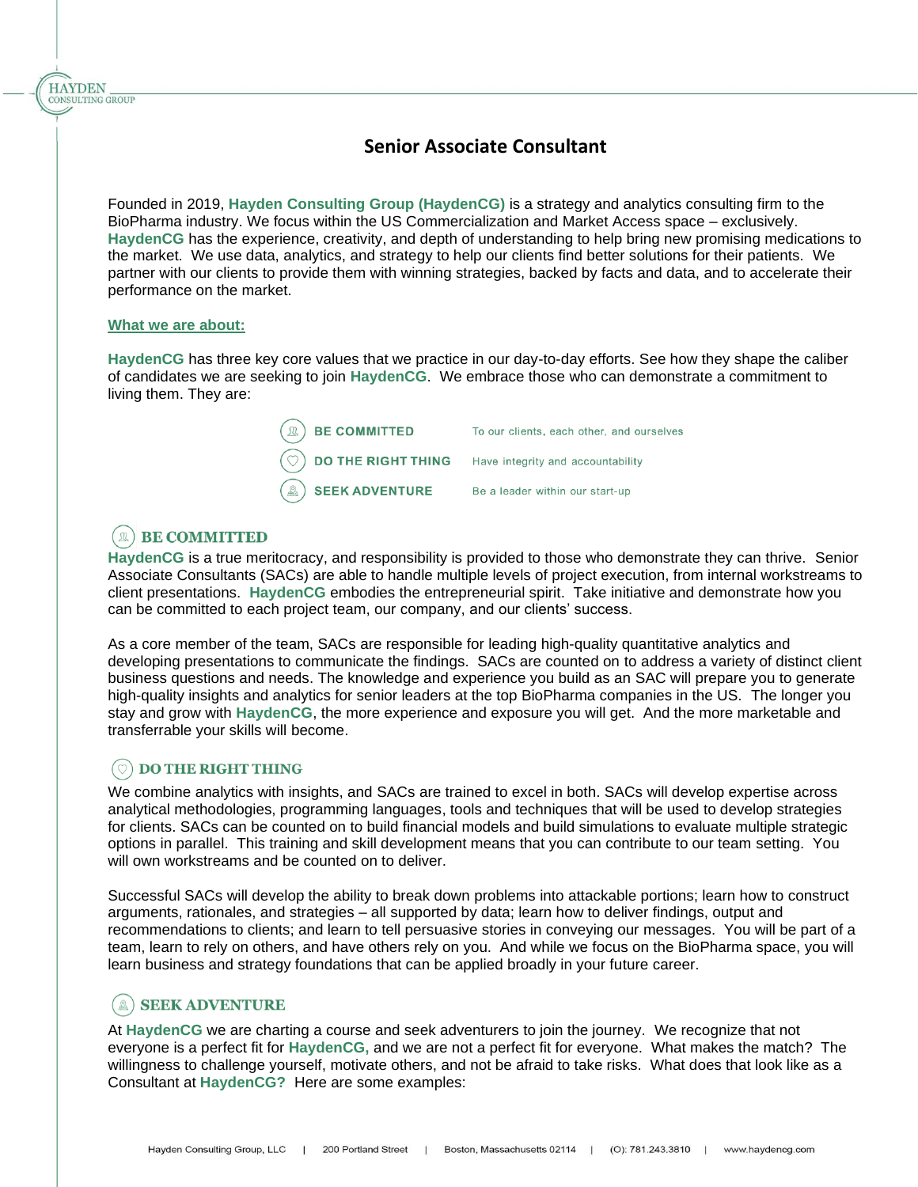# Senior Associate Consultant

Founded in 2019, **Hayden Consulting Group (HaydenCG)** is a strategy and analytics consulting firm to the BioPharma industry. We focus within the US Commercialization and Market Access space – exclusively. **HaydenCG** has the experience, creativity, and depth of understanding to help bring new promising medications to the market. We use data, analytics, and strategy to help our clients find better solutions for their patients. We partner with our clients to provide them with winning strategies, backed by facts and data, and to accelerate their performance on the market.

## What we are about:

**HaydenCG** has three key core values that we practice in our day-to-day efforts. See how they shape the caliber of candidates we are seeking to join **HaydenCG**. We embrace those who can demonstrate a commitment to living them. They are:

| | |
|---|---|
| **BE COMMITTED** | To our clients, each other, and ourselves |
| **DO THE RIGHT THING** | Have integrity and accountability |
| **SEEK ADVENTURE** | Be a leader within our start-up |

### BE COMMITTED

**HaydenCG** is a true meritocracy, and responsibility is provided to those who demonstrate they can thrive. Senior Associate Consultants (SACs) are able to handle multiple levels of project execution, from internal workstreams to client presentations. **HaydenCG** embodies the entrepreneurial spirit. Take initiative and demonstrate how you can be committed to each project team, our company, and our clients' success.

As a core member of the team, SACs are responsible for leading high-quality quantitative analytics and developing presentations to communicate the findings. SACs are counted on to address a variety of distinct client business questions and needs. The knowledge and experience you build as an SAC will prepare you to generate high-quality insights and analytics for senior leaders at the top BioPharma companies in the US. The longer you stay and grow with **HaydenCG**, the more experience and exposure you will get. And the more marketable and transferrable your skills will become.

### DO THE RIGHT THING

We combine analytics with insights, and SACs are trained to excel in both. SACs will develop expertise across analytical methodologies, programming languages, tools and techniques that will be used to develop strategies for clients. SACs can be counted on to build financial models and build simulations to evaluate multiple strategic options in parallel. This training and skill development means that you can contribute to our team setting. You will own workstreams and be counted on to deliver.

Successful SACs will develop the ability to break down problems into attackable portions; learn how to construct arguments, rationales, and strategies – all supported by data; learn how to deliver findings, output and recommendations to clients; and learn to tell persuasive stories in conveying our messages. You will be part of a team, learn to rely on others, and have others rely on you. And while we focus on the BioPharma space, you will learn business and strategy foundations that can be applied broadly in your future career.

### SEEK ADVENTURE

At **HaydenCG** we are charting a course and seek adventurers to join the journey. We recognize that not everyone is a perfect fit for **HaydenCG,** and we are not a perfect fit for everyone. What makes the match? The willingness to challenge yourself, motivate others, and not be afraid to take risks. What does that look like as a Consultant at **HaydenCG?** Here are some examples: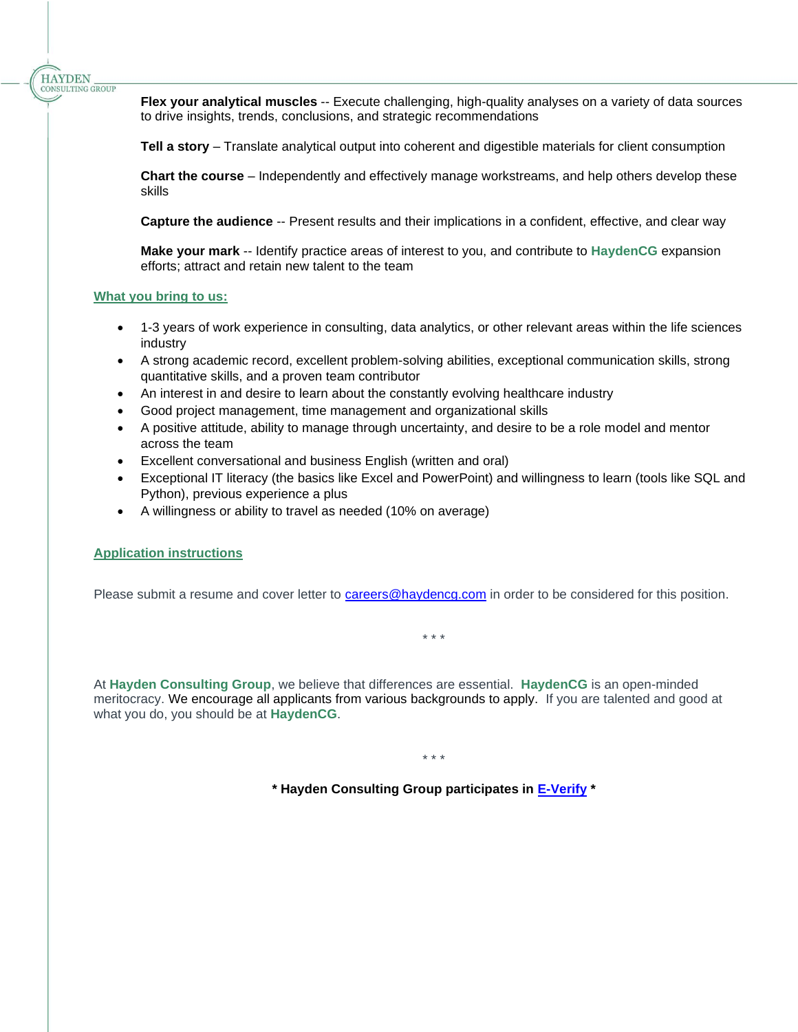**Flex your analytical muscles** -- Execute challenging, high-quality analyses on a variety of data sources to drive insights, trends, conclusions, and strategic recommendations

**Tell a story** – Translate analytical output into coherent and digestible materials for client consumption

**Chart the course** – Independently and effectively manage workstreams, and help others develop these skills

**Capture the audience** -- Present results and their implications in a confident, effective, and clear way

**Make your mark** -- Identify practice areas of interest to you, and contribute to **HaydenCG** expansion efforts; attract and retain new talent to the team

## What you bring to us:

- 1-3 years of work experience in consulting, data analytics, or other relevant areas within the life sciences industry
- A strong academic record, excellent problem-solving abilities, exceptional communication skills, strong quantitative skills, and a proven team contributor
- An interest in and desire to learn about the constantly evolving healthcare industry
- Good project management, time management and organizational skills
- A positive attitude, ability to manage through uncertainty, and desire to be a role model and mentor across the team
- Excellent conversational and business English (written and oral)
- Exceptional IT literacy (the basics like Excel and PowerPoint) and willingness to learn (tools like SQL and Python), previous experience a plus
- A willingness or ability to travel as needed (10% on average)

## Application instructions

Please submit a resume and cover letter to careers@haydencg.com in order to be considered for this position.

\* \* \*

At **Hayden Consulting Group**, we believe that differences are essential. **HaydenCG** is an open-minded meritocracy. We encourage all applicants from various backgrounds to apply. If you are talented and good at what you do, you should be at **HaydenCG**.

\* \* \*

**\* Hayden Consulting Group participates in E-Verify \***